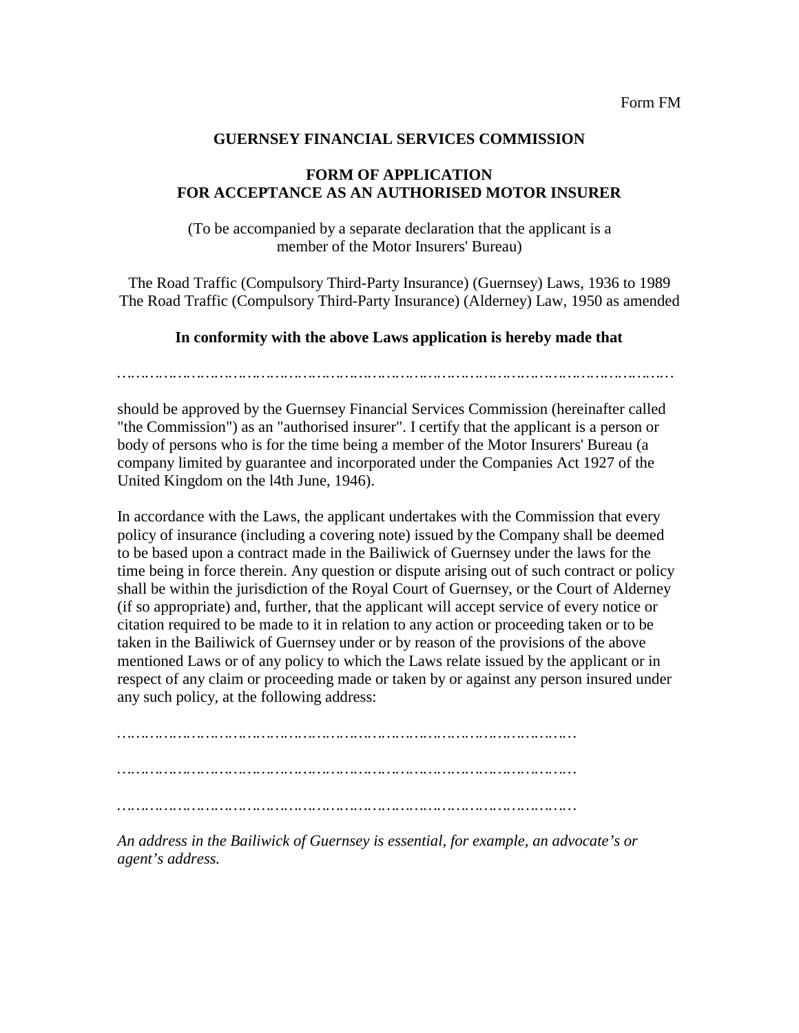Form FM

**GUERNSEY FINANCIAL SERVICES COMMISSION**

**FORM OF APPLICATION**
**FOR ACCEPTANCE AS AN AUTHORISED MOTOR INSURER**

(To be accompanied by a separate declaration that the applicant is a member of the Motor Insurers' Bureau)

The Road Traffic (Compulsory Third-Party Insurance) (Guernsey) Laws, 1936 to 1989
The Road Traffic (Compulsory Third-Party Insurance) (Alderney) Law, 1950 as amended

**In conformity with the above Laws application is hereby made that**

…………………………………………………………………………………………………

should be approved by the Guernsey Financial Services Commission (hereinafter called "the Commission") as an "authorised insurer". I certify that the applicant is a person or body of persons who is for the time being a member of the Motor Insurers' Bureau (a company limited by guarantee and incorporated under the Companies Act 1927 of the United Kingdom on the l4th June, 1946).

In accordance with the Laws, the applicant undertakes with the Commission that every policy of insurance (including a covering note) issued by the Company shall be deemed to be based upon a contract made in the Bailiwick of Guernsey under the laws for the time being in force therein. Any question or dispute arising out of such contract or policy shall be within the jurisdiction of the Royal Court of Guernsey, or the Court of Alderney (if so appropriate) and, further, that the applicant will accept service of every notice or citation required to be made to it in relation to any action or proceeding taken or to be taken in the Bailiwick of Guernsey under or by reason of the provisions of the above mentioned Laws or of any policy to which the Laws relate issued by the applicant or in respect of any claim or proceeding made or taken by or against any person insured under any such policy, at the following address:

……………………………………………………………………………………

……………………………………………………………………………………

……………………………………………………………………………………

*An address in the Bailiwick of Guernsey is essential, for example, an advocate's or agent's address.*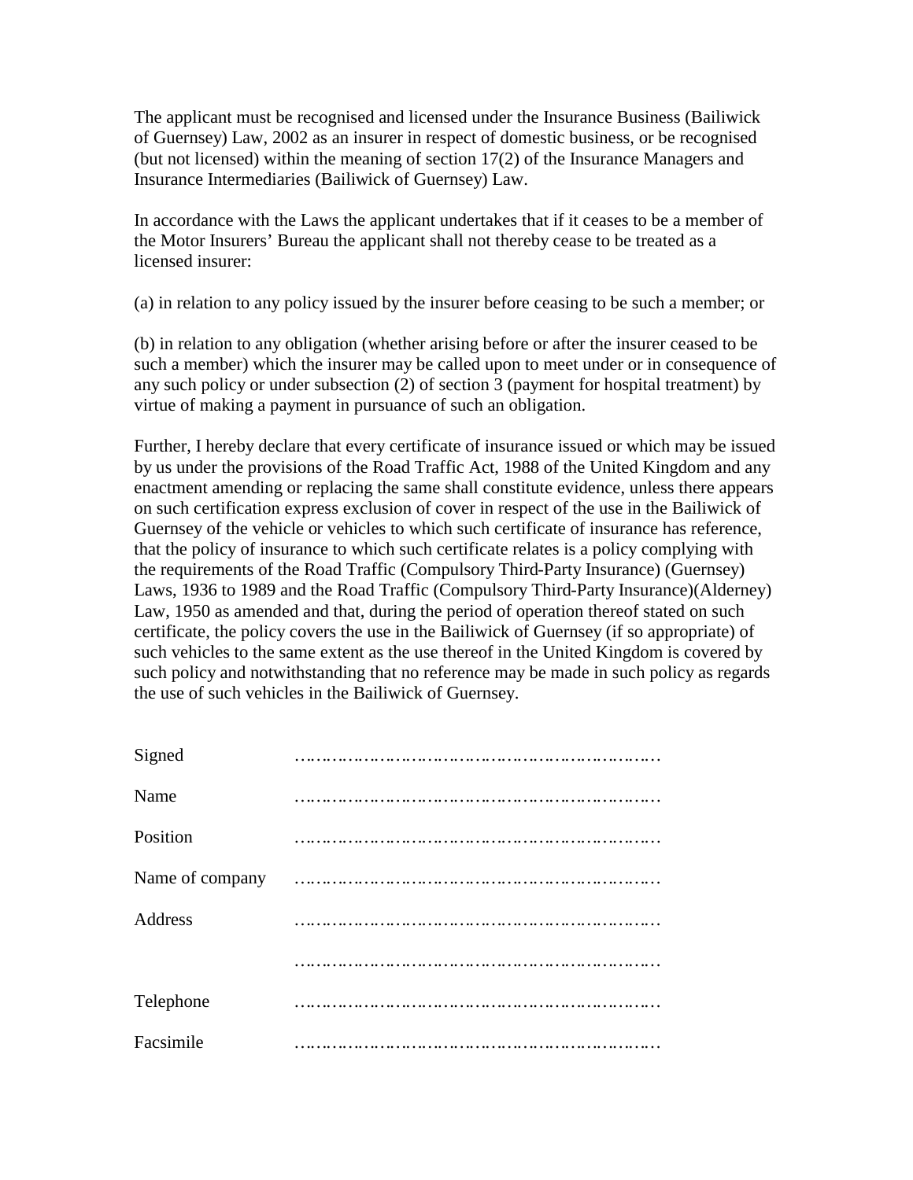The applicant must be recognised and licensed under the Insurance Business (Bailiwick of Guernsey) Law, 2002 as an insurer in respect of domestic business, or be recognised (but not licensed) within the meaning of section 17(2) of the Insurance Managers and Insurance Intermediaries (Bailiwick of Guernsey) Law.

In accordance with the Laws the applicant undertakes that if it ceases to be a member of the Motor Insurers' Bureau the applicant shall not thereby cease to be treated as a licensed insurer:

(a) in relation to any policy issued by the insurer before ceasing to be such a member; or

(b) in relation to any obligation (whether arising before or after the insurer ceased to be such a member) which the insurer may be called upon to meet under or in consequence of any such policy or under subsection (2) of section 3 (payment for hospital treatment) by virtue of making a payment in pursuance of such an obligation.

Further, I hereby declare that every certificate of insurance issued or which may be issued by us under the provisions of the Road Traffic Act, 1988 of the United Kingdom and any enactment amending or replacing the same shall constitute evidence, unless there appears on such certification express exclusion of cover in respect of the use in the Bailiwick of Guernsey of the vehicle or vehicles to which such certificate of insurance has reference, that the policy of insurance to which such certificate relates is a policy complying with the requirements of the Road Traffic (Compulsory Third-Party Insurance) (Guernsey) Laws, 1936 to 1989 and the Road Traffic (Compulsory Third-Party Insurance)(Alderney) Law, 1950 as amended and that, during the period of operation thereof stated on such certificate, the policy covers the use in the Bailiwick of Guernsey (if so appropriate) of such vehicles to the same extent as the use thereof in the United Kingdom is covered by such policy and notwithstanding that no reference may be made in such policy as regards the use of such vehicles in the Bailiwick of Guernsey.

Signed ………………………………………………………………

Name ………………………………………………………………

Position ………………………………………………………………

Name of company ………………………………………………………………

Address ………………………………………………………………

………………………………………………………………

Telephone ………………………………………………………………

Facsimile ………………………………………………………………